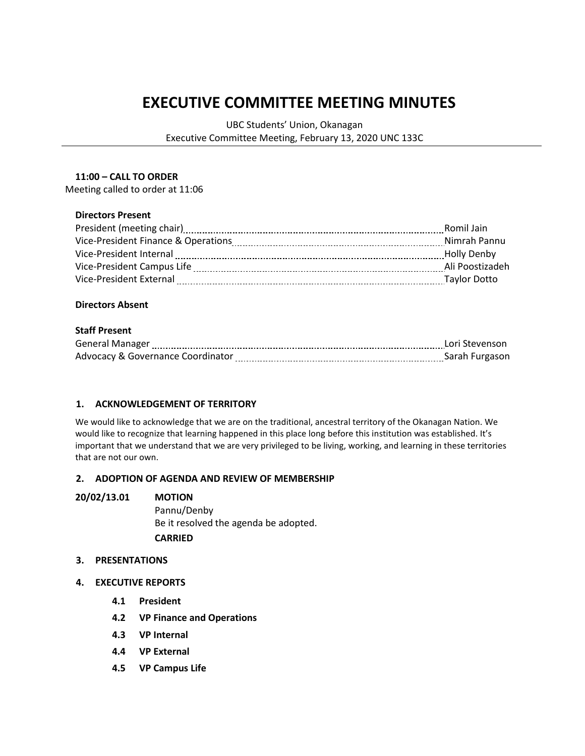# EXECUTIVE COMMITTEE MEETING MINUTES

UBC Students' Union, Okanagan
Executive Committee Meeting, February 13, 2020 UNC 133C

**11:00 – CALL TO ORDER**
Meeting called to order at 11:06

**Directors Present**

| | |
|---|---|
| President (meeting chair) | Romil Jain |
| Vice-President Finance & Operations | Nimrah Pannu |
| Vice-President Internal | Holly Denby |
| Vice-President Campus Life | Ali Poostizadeh |
| Vice-President External | Taylor Dotto |

**Directors Absent**

**Staff Present**

| | |
|---|---|
| General Manager | Lori Stevenson |
| Advocacy & Governance Coordinator | Sarah Furgason |

## 1. ACKNOWLEDGEMENT OF TERRITORY

We would like to acknowledge that we are on the traditional, ancestral territory of the Okanagan Nation. We would like to recognize that learning happened in this place long before this institution was established. It's important that we understand that we are very privileged to be living, working, and learning in these territories that are not our own.

## 2. ADOPTION OF AGENDA AND REVIEW OF MEMBERSHIP

**20/02/13.01** **MOTION**
Pannu/Denby
Be it resolved the agenda be adopted.
**CARRIED**

## 3. PRESENTATIONS

## 4. EXECUTIVE REPORTS

**4.1 President**

**4.2 VP Finance and Operations**

**4.3 VP Internal**

**4.4 VP External**

**4.5 VP Campus Life**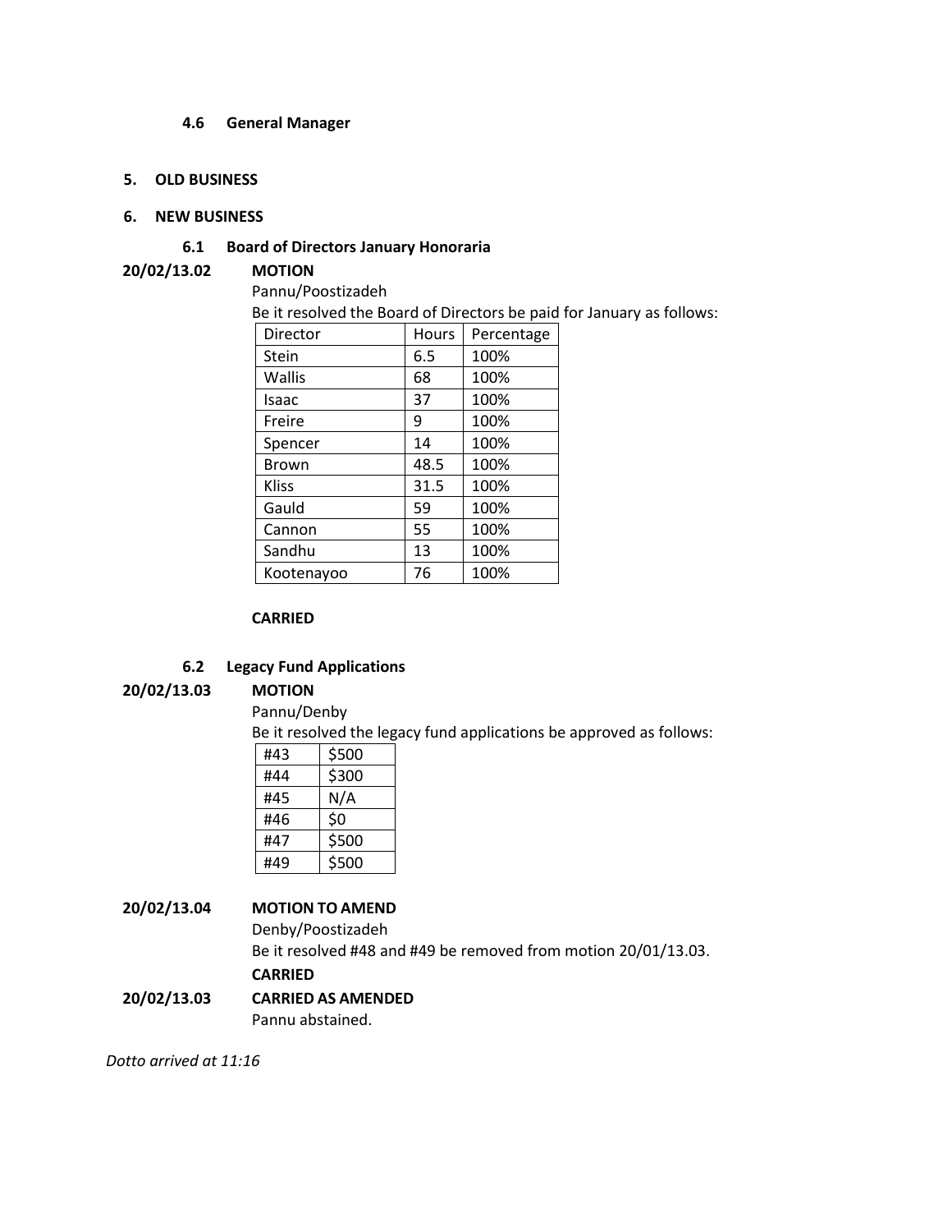### 4.6 General Manager

## 5. OLD BUSINESS

## 6. NEW BUSINESS

### 6.1 Board of Directors January Honoraria

**20/02/13.02 MOTION**

Pannu/Poostizadeh

Be it resolved the Board of Directors be paid for January as follows:

| Director | Hours | Percentage |
|---|---|---|
| Stein | 6.5 | 100% |
| Wallis | 68 | 100% |
| Isaac | 37 | 100% |
| Freire | 9 | 100% |
| Spencer | 14 | 100% |
| Brown | 48.5 | 100% |
| Kliss | 31.5 | 100% |
| Gauld | 59 | 100% |
| Cannon | 55 | 100% |
| Sandhu | 13 | 100% |
| Kootenayoo | 76 | 100% |

**CARRIED**

### 6.2 Legacy Fund Applications

**20/02/13.03 MOTION**

Pannu/Denby

Be it resolved the legacy fund applications be approved as follows:

| | |
|---|---|
| #43 | $500 |
| #44 | $300 |
| #45 | N/A |
| #46 | $0 |
| #47 | $500 |
| #49 | $500 |

**20/02/13.04 MOTION TO AMEND**

Denby/Poostizadeh

Be it resolved #48 and #49 be removed from motion 20/01/13.03.

**CARRIED**

**20/02/13.03 CARRIED AS AMENDED**

Pannu abstained.

*Dotto arrived at 11:16*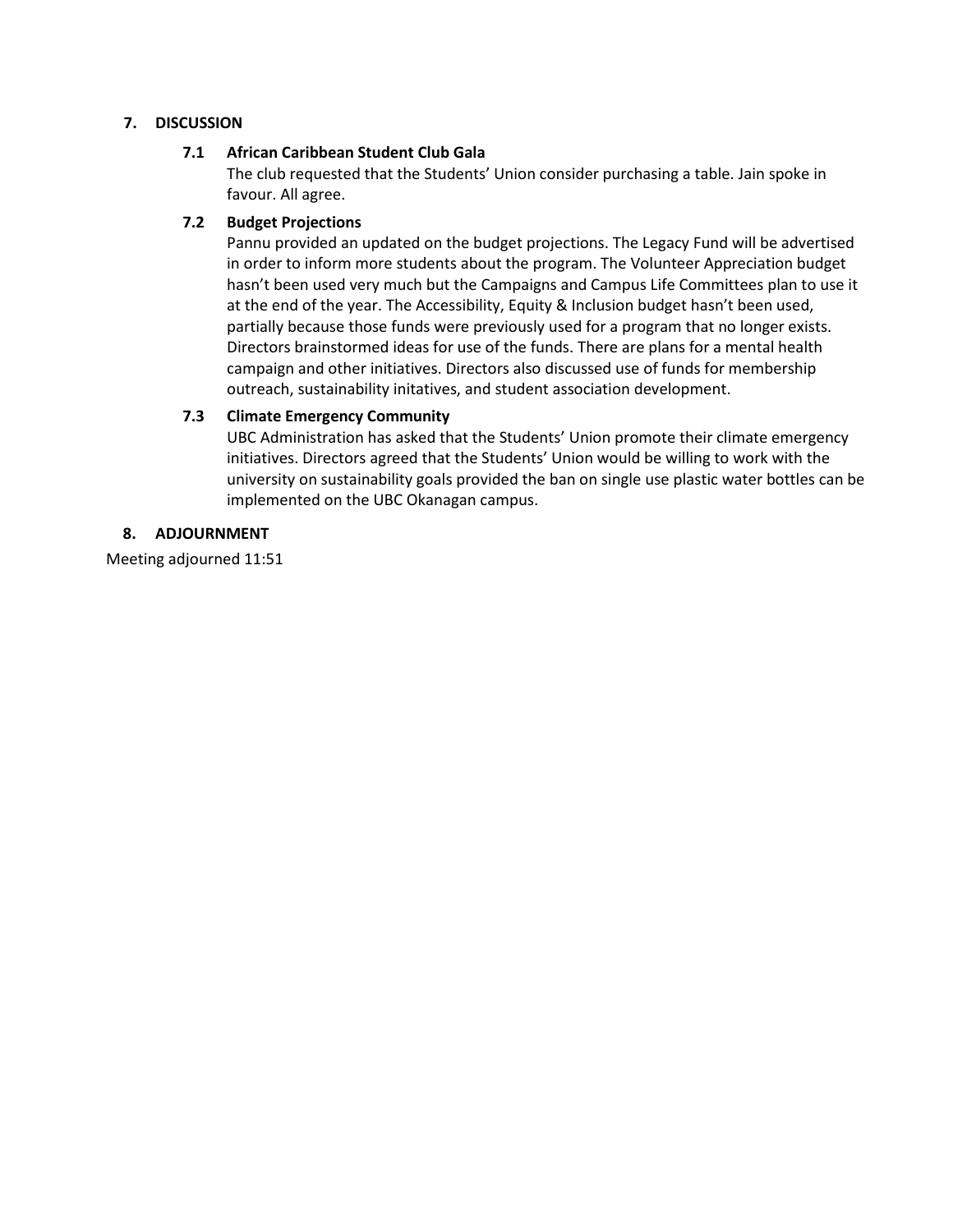## 7. DISCUSSION

### 7.1 African Caribbean Student Club Gala

The club requested that the Students' Union consider purchasing a table. Jain spoke in favour. All agree.

### 7.2 Budget Projections

Pannu provided an updated on the budget projections. The Legacy Fund will be advertised in order to inform more students about the program. The Volunteer Appreciation budget hasn't been used very much but the Campaigns and Campus Life Committees plan to use it at the end of the year. The Accessibility, Equity & Inclusion budget hasn't been used, partially because those funds were previously used for a program that no longer exists. Directors brainstormed ideas for use of the funds. There are plans for a mental health campaign and other initiatives. Directors also discussed use of funds for membership outreach, sustainability initatives, and student association development.

### 7.3 Climate Emergency Community

UBC Administration has asked that the Students' Union promote their climate emergency initiatives. Directors agreed that the Students' Union would be willing to work with the university on sustainability goals provided the ban on single use plastic water bottles can be implemented on the UBC Okanagan campus.

## 8. ADJOURNMENT

Meeting adjourned 11:51